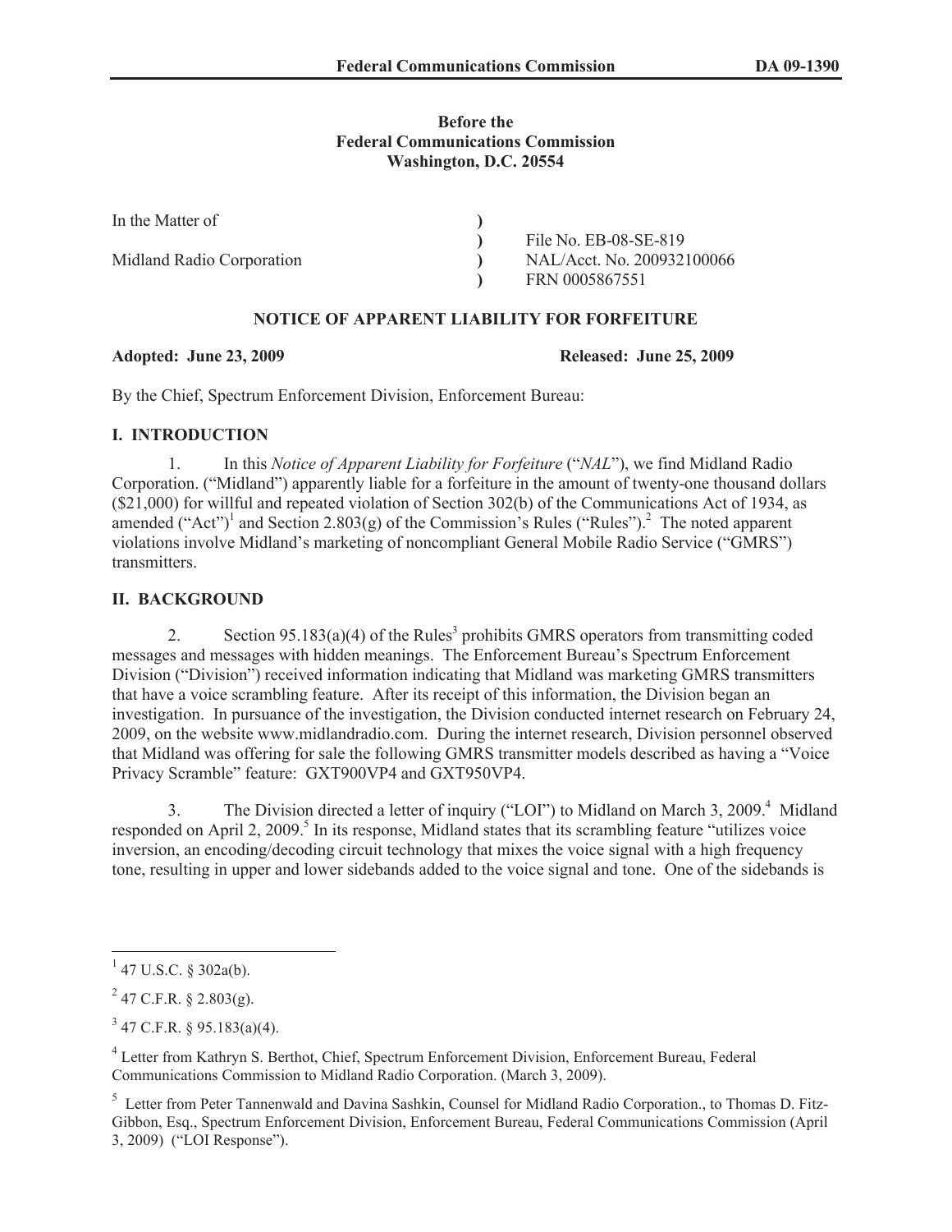**Before the**
**Federal Communications Commission**
**Washington, D.C. 20554**

| | | |
|---|---|---|
| In the Matter of | ) | |
| | ) | File No. EB-08-SE-819 |
| Midland Radio Corporation | ) | NAL/Acct. No. 200932100066 |
| | ) | FRN 0005867551 |

## NOTICE OF APPARENT LIABILITY FOR FORFEITURE

**Adopted: June 23, 2009** **Released: June 25, 2009**

By the Chief, Spectrum Enforcement Division, Enforcement Bureau:

## I. INTRODUCTION

1. In this *Notice of Apparent Liability for Forfeiture* ("*NAL*"), we find Midland Radio Corporation. ("Midland") apparently liable for a forfeiture in the amount of twenty-one thousand dollars ($21,000) for willful and repeated violation of Section 302(b) of the Communications Act of 1934, as amended ("Act")[1] and Section 2.803(g) of the Commission's Rules ("Rules").[2] The noted apparent violations involve Midland's marketing of noncompliant General Mobile Radio Service ("GMRS") transmitters.

## II. BACKGROUND

2. Section 95.183(a)(4) of the Rules[3] prohibits GMRS operators from transmitting coded messages and messages with hidden meanings. The Enforcement Bureau's Spectrum Enforcement Division ("Division") received information indicating that Midland was marketing GMRS transmitters that have a voice scrambling feature. After its receipt of this information, the Division began an investigation. In pursuance of the investigation, the Division conducted internet research on February 24, 2009, on the website www.midlandradio.com. During the internet research, Division personnel observed that Midland was offering for sale the following GMRS transmitter models described as having a "Voice Privacy Scramble" feature: GXT900VP4 and GXT950VP4.

3. The Division directed a letter of inquiry ("LOI") to Midland on March 3, 2009.[4] Midland responded on April 2, 2009.[5] In its response, Midland states that its scrambling feature "utilizes voice inversion, an encoding/decoding circuit technology that mixes the voice signal with a high frequency tone, resulting in upper and lower sidebands added to the voice signal and tone. One of the sidebands is

---

[1] 47 U.S.C. § 302a(b).

[2] 47 C.F.R. § 2.803(g).

[3] 47 C.F.R. § 95.183(a)(4).

[4] Letter from Kathryn S. Berthot, Chief, Spectrum Enforcement Division, Enforcement Bureau, Federal Communications Commission to Midland Radio Corporation. (March 3, 2009).

[5] Letter from Peter Tannenwald and Davina Sashkin, Counsel for Midland Radio Corporation., to Thomas D. Fitz-Gibbon, Esq., Spectrum Enforcement Division, Enforcement Bureau, Federal Communications Commission (April 3, 2009) ("LOI Response").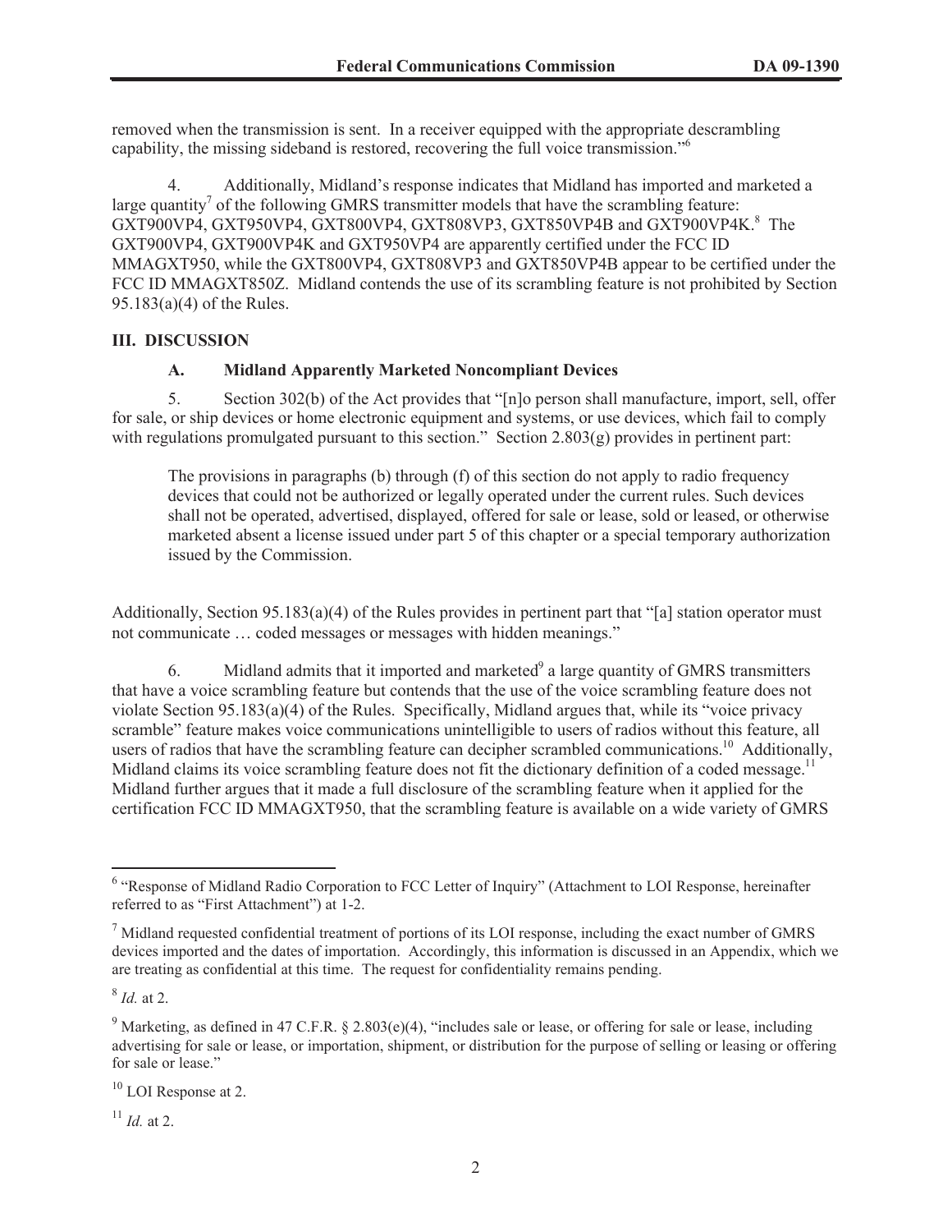removed when the transmission is sent. In a receiver equipped with the appropriate descrambling capability, the missing sideband is restored, recovering the full voice transmission."[6]

4. Additionally, Midland's response indicates that Midland has imported and marketed a large quantity[7] of the following GMRS transmitter models that have the scrambling feature: GXT900VP4, GXT950VP4, GXT800VP4, GXT808VP3, GXT850VP4B and GXT900VP4K.[8] The GXT900VP4, GXT900VP4K and GXT950VP4 are apparently certified under the FCC ID MMAGXT950, while the GXT800VP4, GXT808VP3 and GXT850VP4B appear to be certified under the FCC ID MMAGXT850Z. Midland contends the use of its scrambling feature is not prohibited by Section 95.183(a)(4) of the Rules.

## III. DISCUSSION

### A. Midland Apparently Marketed Noncompliant Devices

5. Section 302(b) of the Act provides that "[n]o person shall manufacture, import, sell, offer for sale, or ship devices or home electronic equipment and systems, or use devices, which fail to comply with regulations promulgated pursuant to this section." Section 2.803(g) provides in pertinent part:

> The provisions in paragraphs (b) through (f) of this section do not apply to radio frequency devices that could not be authorized or legally operated under the current rules. Such devices shall not be operated, advertised, displayed, offered for sale or lease, sold or leased, or otherwise marketed absent a license issued under part 5 of this chapter or a special temporary authorization issued by the Commission.

Additionally, Section 95.183(a)(4) of the Rules provides in pertinent part that "[a] station operator must not communicate … coded messages or messages with hidden meanings."

6. Midland admits that it imported and marketed[9] a large quantity of GMRS transmitters that have a voice scrambling feature but contends that the use of the voice scrambling feature does not violate Section 95.183(a)(4) of the Rules. Specifically, Midland argues that, while its "voice privacy scramble" feature makes voice communications unintelligible to users of radios without this feature, all users of radios that have the scrambling feature can decipher scrambled communications.[10] Additionally, Midland claims its voice scrambling feature does not fit the dictionary definition of a coded message.[11] Midland further argues that it made a full disclosure of the scrambling feature when it applied for the certification FCC ID MMAGXT950, that the scrambling feature is available on a wide variety of GMRS

---

[6] "Response of Midland Radio Corporation to FCC Letter of Inquiry" (Attachment to LOI Response, hereinafter referred to as "First Attachment") at 1-2.

[7] Midland requested confidential treatment of portions of its LOI response, including the exact number of GMRS devices imported and the dates of importation. Accordingly, this information is discussed in an Appendix, which we are treating as confidential at this time. The request for confidentiality remains pending.

[8] *Id.* at 2.

[9] Marketing, as defined in 47 C.F.R. § 2.803(e)(4), "includes sale or lease, or offering for sale or lease, including advertising for sale or lease, or importation, shipment, or distribution for the purpose of selling or leasing or offering for sale or lease."

[10] LOI Response at 2.

[11] *Id.* at 2.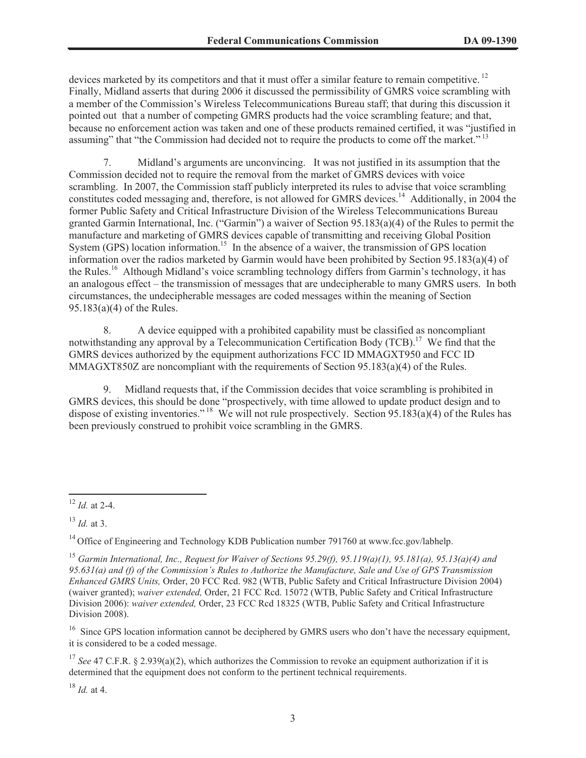devices marketed by its competitors and that it must offer a similar feature to remain competitive.[12] Finally, Midland asserts that during 2006 it discussed the permissibility of GMRS voice scrambling with a member of the Commission's Wireless Telecommunications Bureau staff; that during this discussion it pointed out that a number of competing GMRS products had the voice scrambling feature; and that, because no enforcement action was taken and one of these products remained certified, it was "justified in assuming" that "the Commission had decided not to require the products to come off the market."[13]

7. Midland's arguments are unconvincing. It was not justified in its assumption that the Commission decided not to require the removal from the market of GMRS devices with voice scrambling. In 2007, the Commission staff publicly interpreted its rules to advise that voice scrambling constitutes coded messaging and, therefore, is not allowed for GMRS devices.[14] Additionally, in 2004 the former Public Safety and Critical Infrastructure Division of the Wireless Telecommunications Bureau granted Garmin International, Inc. ("Garmin") a waiver of Section 95.183(a)(4) of the Rules to permit the manufacture and marketing of GMRS devices capable of transmitting and receiving Global Position System (GPS) location information.[15] In the absence of a waiver, the transmission of GPS location information over the radios marketed by Garmin would have been prohibited by Section 95.183(a)(4) of the Rules.[16] Although Midland's voice scrambling technology differs from Garmin's technology, it has an analogous effect – the transmission of messages that are undecipherable to many GMRS users. In both circumstances, the undecipherable messages are coded messages within the meaning of Section 95.183(a)(4) of the Rules.

8. A device equipped with a prohibited capability must be classified as noncompliant notwithstanding any approval by a Telecommunication Certification Body (TCB).[17] We find that the GMRS devices authorized by the equipment authorizations FCC ID MMAGXT950 and FCC ID MMAGXT850Z are noncompliant with the requirements of Section 95.183(a)(4) of the Rules.

9. Midland requests that, if the Commission decides that voice scrambling is prohibited in GMRS devices, this should be done "prospectively, with time allowed to update product design and to dispose of existing inventories."[18] We will not rule prospectively. Section 95.183(a)(4) of the Rules has been previously construed to prohibit voice scrambling in the GMRS.

---

[12] *Id.* at 2-4.

[13] *Id.* at 3.

[14] Office of Engineering and Technology KDB Publication number 791760 at www.fcc.gov/labhelp.

[15] *Garmin International, Inc., Request for Waiver of Sections 95.29(f), 95.119(a)(1), 95.181(a), 95.13(a)(4) and 95.631(a) and (f) of the Commission's Rules to Authorize the Manufacture, Sale and Use of GPS Transmission Enhanced GMRS Units,* Order, 20 FCC Rcd. 982 (WTB, Public Safety and Critical Infrastructure Division 2004) (waiver granted); *waiver extended,* Order, 21 FCC Rcd. 15072 (WTB, Public Safety and Critical Infrastructure Division 2006): *waiver extended,* Order, 23 FCC Rcd 18325 (WTB, Public Safety and Critical Infrastructure Division 2008).

[16] Since GPS location information cannot be deciphered by GMRS users who don't have the necessary equipment, it is considered to be a coded message.

[17] *See* 47 C.F.R. § 2.939(a)(2), which authorizes the Commission to revoke an equipment authorization if it is determined that the equipment does not conform to the pertinent technical requirements.

[18] *Id.* at 4.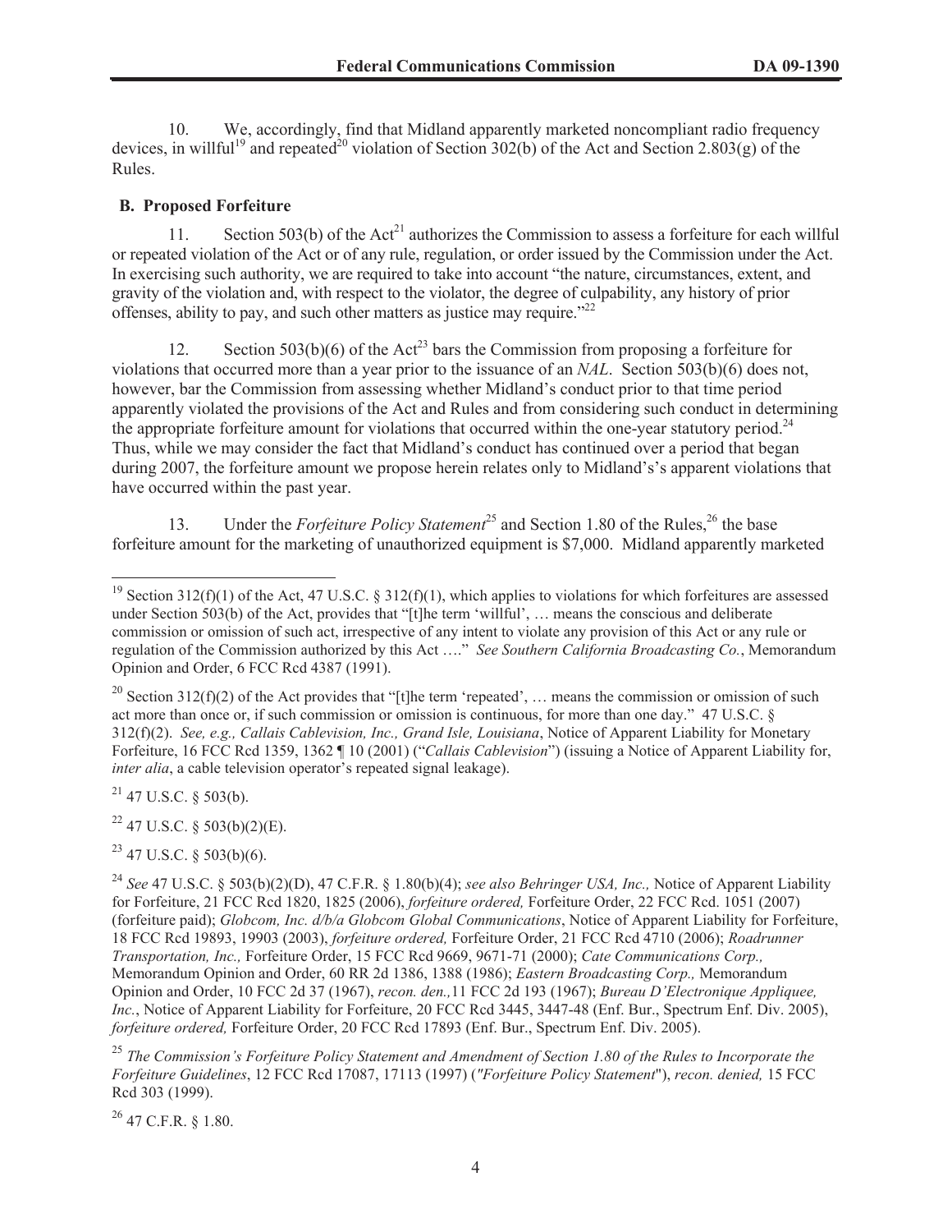10. We, accordingly, find that Midland apparently marketed noncompliant radio frequency devices, in willful[19] and repeated[20] violation of Section 302(b) of the Act and Section 2.803(g) of the Rules.

**B. Proposed Forfeiture**

11. Section 503(b) of the Act[21] authorizes the Commission to assess a forfeiture for each willful or repeated violation of the Act or of any rule, regulation, or order issued by the Commission under the Act. In exercising such authority, we are required to take into account "the nature, circumstances, extent, and gravity of the violation and, with respect to the violator, the degree of culpability, any history of prior offenses, ability to pay, and such other matters as justice may require."[22]

12. Section 503(b)(6) of the Act[23] bars the Commission from proposing a forfeiture for violations that occurred more than a year prior to the issuance of an *NAL*. Section 503(b)(6) does not, however, bar the Commission from assessing whether Midland's conduct prior to that time period apparently violated the provisions of the Act and Rules and from considering such conduct in determining the appropriate forfeiture amount for violations that occurred within the one-year statutory period.[24] Thus, while we may consider the fact that Midland's conduct has continued over a period that began during 2007, the forfeiture amount we propose herein relates only to Midland's's apparent violations that have occurred within the past year.

13. Under the *Forfeiture Policy Statement*[25] and Section 1.80 of the Rules,[26] the base forfeiture amount for the marketing of unauthorized equipment is $7,000. Midland apparently marketed

---

[19] Section 312(f)(1) of the Act, 47 U.S.C. § 312(f)(1), which applies to violations for which forfeitures are assessed under Section 503(b) of the Act, provides that "[t]he term 'willful', … means the conscious and deliberate commission or omission of such act, irrespective of any intent to violate any provision of this Act or any rule or regulation of the Commission authorized by this Act …." *See Southern California Broadcasting Co.*, Memorandum Opinion and Order, 6 FCC Rcd 4387 (1991).

[20] Section 312(f)(2) of the Act provides that "[t]he term 'repeated', … means the commission or omission of such act more than once or, if such commission or omission is continuous, for more than one day." 47 U.S.C. § 312(f)(2). *See, e.g., Callais Cablevision, Inc., Grand Isle, Louisiana*, Notice of Apparent Liability for Monetary Forfeiture, 16 FCC Rcd 1359, 1362 ¶ 10 (2001) ("*Callais Cablevision*") (issuing a Notice of Apparent Liability for, *inter alia*, a cable television operator's repeated signal leakage).

[21] 47 U.S.C. § 503(b).

[22] 47 U.S.C. § 503(b)(2)(E).

[23] 47 U.S.C. § 503(b)(6).

[24] *See* 47 U.S.C. § 503(b)(2)(D), 47 C.F.R. § 1.80(b)(4); *see also Behringer USA, Inc.,* Notice of Apparent Liability for Forfeiture, 21 FCC Rcd 1820, 1825 (2006), *forfeiture ordered,* Forfeiture Order, 22 FCC Rcd. 1051 (2007) (forfeiture paid); *Globcom, Inc. d/b/a Globcom Global Communications*, Notice of Apparent Liability for Forfeiture, 18 FCC Rcd 19893, 19903 (2003), *forfeiture ordered,* Forfeiture Order, 21 FCC Rcd 4710 (2006); *Roadrunner Transportation, Inc.,* Forfeiture Order, 15 FCC Rcd 9669, 9671-71 (2000); *Cate Communications Corp.,* Memorandum Opinion and Order, 60 RR 2d 1386, 1388 (1986); *Eastern Broadcasting Corp.,* Memorandum Opinion and Order, 10 FCC 2d 37 (1967), *recon. den.,*11 FCC 2d 193 (1967); *Bureau D'Electronique Appliquee, Inc.*, Notice of Apparent Liability for Forfeiture, 20 FCC Rcd 3445, 3447-48 (Enf. Bur., Spectrum Enf. Div. 2005), *forfeiture ordered,* Forfeiture Order, 20 FCC Rcd 17893 (Enf. Bur., Spectrum Enf. Div. 2005).

[25] *The Commission's Forfeiture Policy Statement and Amendment of Section 1.80 of the Rules to Incorporate the Forfeiture Guidelines*, 12 FCC Rcd 17087, 17113 (1997) ("*Forfeiture Policy Statement*"), *recon. denied,* 15 FCC Rcd 303 (1999).

[26] 47 C.F.R. § 1.80.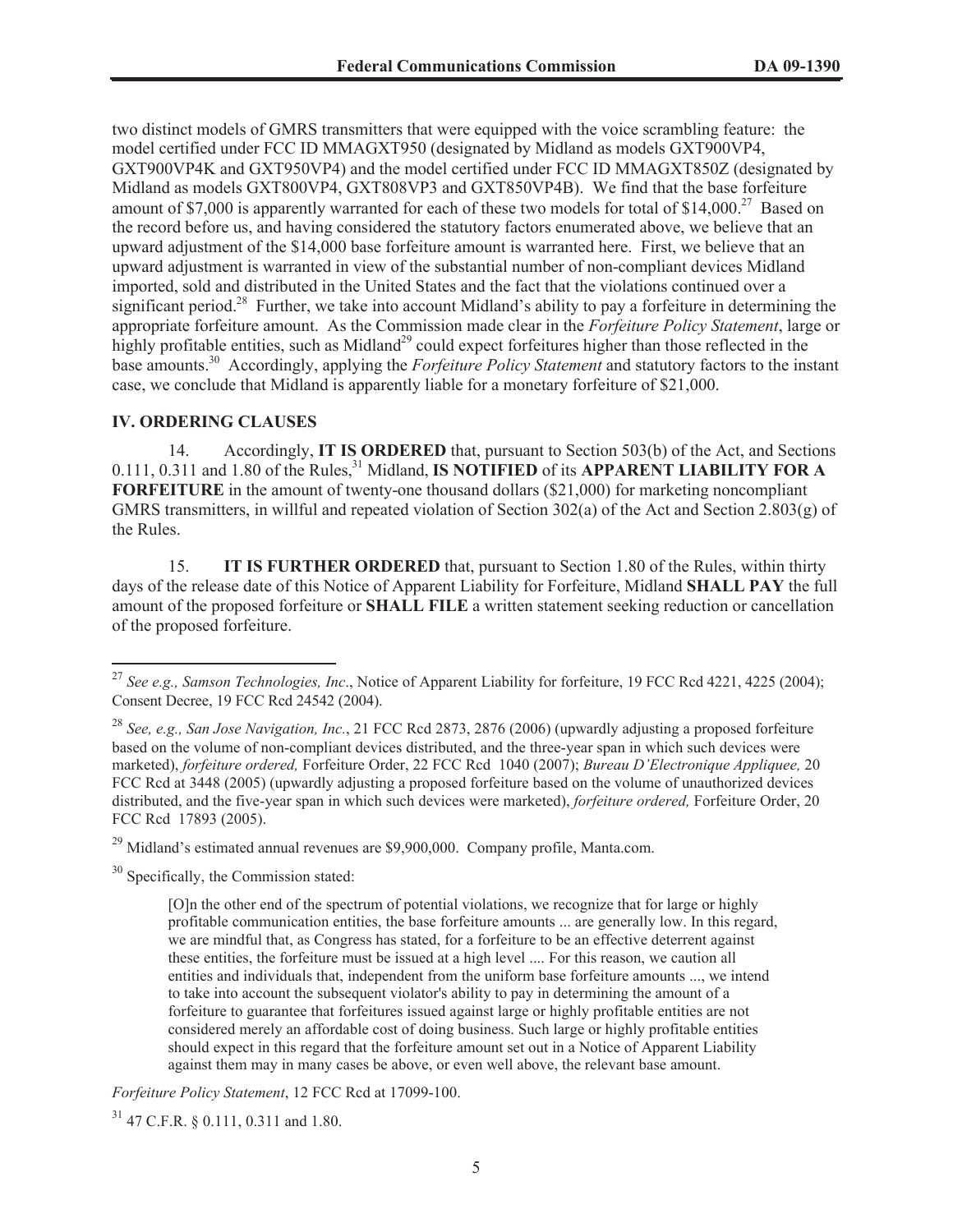two distinct models of GMRS transmitters that were equipped with the voice scrambling feature: the model certified under FCC ID MMAGXT950 (designated by Midland as models GXT900VP4, GXT900VP4K and GXT950VP4) and the model certified under FCC ID MMAGXT850Z (designated by Midland as models GXT800VP4, GXT808VP3 and GXT850VP4B). We find that the base forfeiture amount of $7,000 is apparently warranted for each of these two models for total of $14,000.[27] Based on the record before us, and having considered the statutory factors enumerated above, we believe that an upward adjustment of the $14,000 base forfeiture amount is warranted here. First, we believe that an upward adjustment is warranted in view of the substantial number of non-compliant devices Midland imported, sold and distributed in the United States and the fact that the violations continued over a significant period.[28] Further, we take into account Midland's ability to pay a forfeiture in determining the appropriate forfeiture amount. As the Commission made clear in the *Forfeiture Policy Statement*, large or highly profitable entities, such as Midland[29] could expect forfeitures higher than those reflected in the base amounts.[30] Accordingly, applying the *Forfeiture Policy Statement* and statutory factors to the instant case, we conclude that Midland is apparently liable for a monetary forfeiture of $21,000.

## IV. ORDERING CLAUSES

14. Accordingly, **IT IS ORDERED** that, pursuant to Section 503(b) of the Act, and Sections 0.111, 0.311 and 1.80 of the Rules,[31] Midland, **IS NOTIFIED** of its **APPARENT LIABILITY FOR A FORFEITURE** in the amount of twenty-one thousand dollars ($21,000) for marketing noncompliant GMRS transmitters, in willful and repeated violation of Section 302(a) of the Act and Section 2.803(g) of the Rules.

15. **IT IS FURTHER ORDERED** that, pursuant to Section 1.80 of the Rules, within thirty days of the release date of this Notice of Apparent Liability for Forfeiture, Midland **SHALL PAY** the full amount of the proposed forfeiture or **SHALL FILE** a written statement seeking reduction or cancellation of the proposed forfeiture.

---

[27] *See e.g., Samson Technologies, Inc*., Notice of Apparent Liability for forfeiture, 19 FCC Rcd 4221, 4225 (2004); Consent Decree, 19 FCC Rcd 24542 (2004).

[28] *See, e.g., San Jose Navigation, Inc.*, 21 FCC Rcd 2873, 2876 (2006) (upwardly adjusting a proposed forfeiture based on the volume of non-compliant devices distributed, and the three-year span in which such devices were marketed), *forfeiture ordered,* Forfeiture Order, 22 FCC Rcd 1040 (2007); *Bureau D'Electronique Appliquee,* 20 FCC Rcd at 3448 (2005) (upwardly adjusting a proposed forfeiture based on the volume of unauthorized devices distributed, and the five-year span in which such devices were marketed), *forfeiture ordered,* Forfeiture Order, 20 FCC Rcd 17893 (2005).

[29] Midland's estimated annual revenues are $9,900,000. Company profile, Manta.com.

[30] Specifically, the Commission stated:

> [O]n the other end of the spectrum of potential violations, we recognize that for large or highly profitable communication entities, the base forfeiture amounts ... are generally low. In this regard, we are mindful that, as Congress has stated, for a forfeiture to be an effective deterrent against these entities, the forfeiture must be issued at a high level .... For this reason, we caution all entities and individuals that, independent from the uniform base forfeiture amounts ..., we intend to take into account the subsequent violator's ability to pay in determining the amount of a forfeiture to guarantee that forfeitures issued against large or highly profitable entities are not considered merely an affordable cost of doing business. Such large or highly profitable entities should expect in this regard that the forfeiture amount set out in a Notice of Apparent Liability against them may in many cases be above, or even well above, the relevant base amount.

*Forfeiture Policy Statement*, 12 FCC Rcd at 17099-100.

[31] 47 C.F.R. § 0.111, 0.311 and 1.80.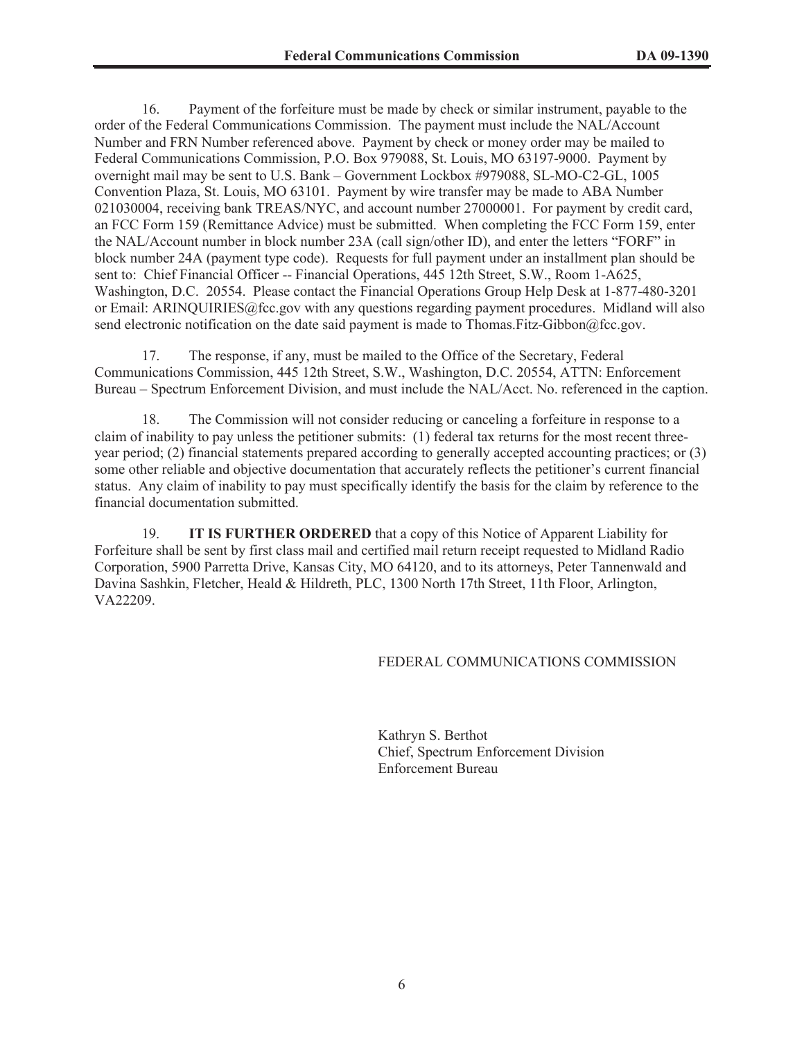16. Payment of the forfeiture must be made by check or similar instrument, payable to the order of the Federal Communications Commission. The payment must include the NAL/Account Number and FRN Number referenced above. Payment by check or money order may be mailed to Federal Communications Commission, P.O. Box 979088, St. Louis, MO 63197-9000. Payment by overnight mail may be sent to U.S. Bank – Government Lockbox #979088, SL-MO-C2-GL, 1005 Convention Plaza, St. Louis, MO 63101. Payment by wire transfer may be made to ABA Number 021030004, receiving bank TREAS/NYC, and account number 27000001. For payment by credit card, an FCC Form 159 (Remittance Advice) must be submitted. When completing the FCC Form 159, enter the NAL/Account number in block number 23A (call sign/other ID), and enter the letters "FORF" in block number 24A (payment type code). Requests for full payment under an installment plan should be sent to: Chief Financial Officer -- Financial Operations, 445 12th Street, S.W., Room 1-A625, Washington, D.C. 20554. Please contact the Financial Operations Group Help Desk at 1-877-480-3201 or Email: ARINQUIRIES@fcc.gov with any questions regarding payment procedures. Midland will also send electronic notification on the date said payment is made to Thomas.Fitz-Gibbon@fcc.gov.

17. The response, if any, must be mailed to the Office of the Secretary, Federal Communications Commission, 445 12th Street, S.W., Washington, D.C. 20554, ATTN: Enforcement Bureau – Spectrum Enforcement Division, and must include the NAL/Acct. No. referenced in the caption.

18. The Commission will not consider reducing or canceling a forfeiture in response to a claim of inability to pay unless the petitioner submits: (1) federal tax returns for the most recent three-year period; (2) financial statements prepared according to generally accepted accounting practices; or (3) some other reliable and objective documentation that accurately reflects the petitioner's current financial status. Any claim of inability to pay must specifically identify the basis for the claim by reference to the financial documentation submitted.

19. **IT IS FURTHER ORDERED** that a copy of this Notice of Apparent Liability for Forfeiture shall be sent by first class mail and certified mail return receipt requested to Midland Radio Corporation, 5900 Parretta Drive, Kansas City, MO 64120, and to its attorneys, Peter Tannenwald and Davina Sashkin, Fletcher, Heald & Hildreth, PLC, 1300 North 17th Street, 11th Floor, Arlington, VA22209.

FEDERAL COMMUNICATIONS COMMISSION

Kathryn S. Berthot
Chief, Spectrum Enforcement Division
Enforcement Bureau